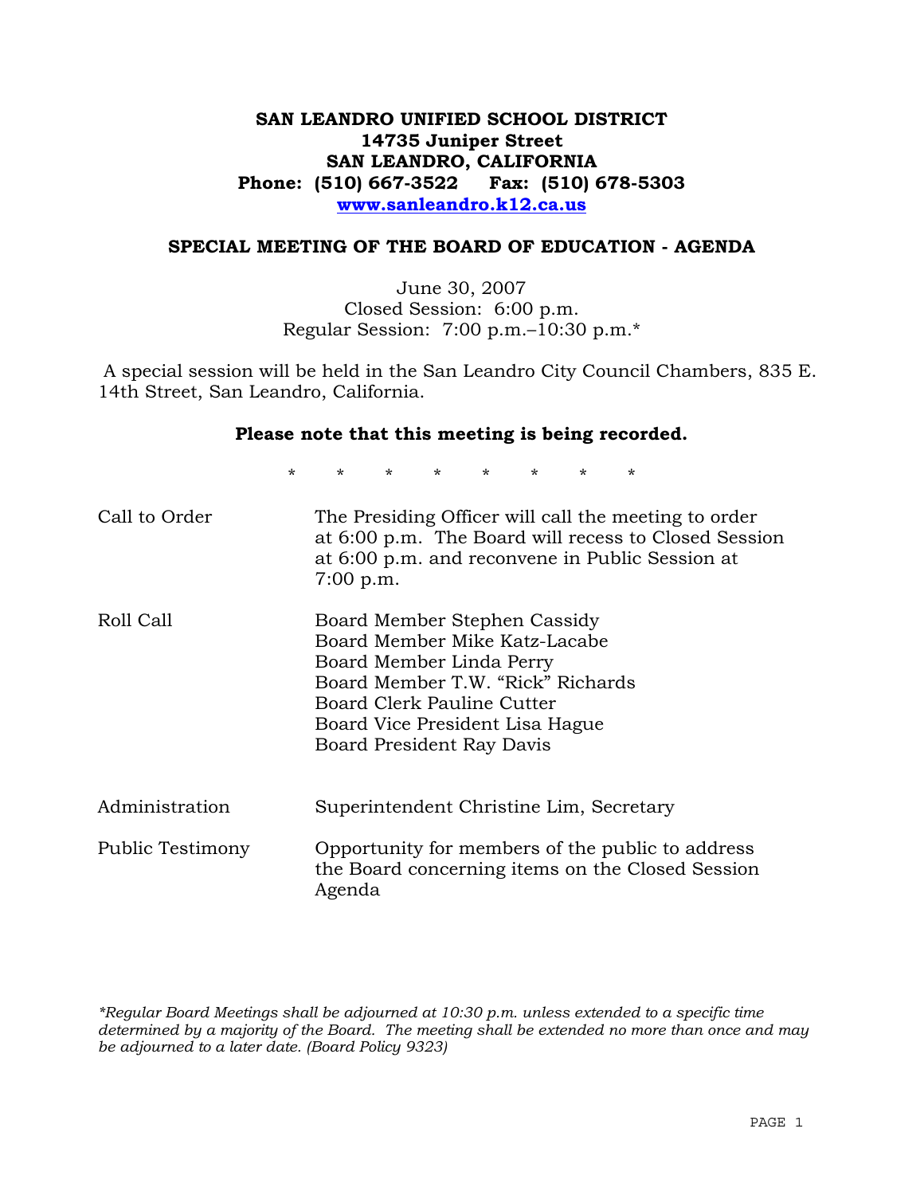**SAN LEANDRO UNIFIED SCHOOL DISTRICT**
**14735 Juniper Street**
**SAN LEANDRO, CALIFORNIA**
**Phone: (510) 667-3522 Fax: (510) 678-5303**
**www.sanleandro.k12.ca.us**

## SPECIAL MEETING OF THE BOARD OF EDUCATION - AGENDA

June 30, 2007
Closed Session: 6:00 p.m.
Regular Session: 7:00 p.m.–10:30 p.m.*

A special session will be held in the San Leandro City Council Chambers, 835 E. 14th Street, San Leandro, California.

**Please note that this meeting is being recorded.**

\* \* \* \* \* \* \* \*

| | |
|---|---|
| Call to Order | The Presiding Officer will call the meeting to order at 6:00 p.m. The Board will recess to Closed Session at 6:00 p.m. and reconvene in Public Session at 7:00 p.m. |
| Roll Call | Board Member Stephen Cassidy<br>Board Member Mike Katz-Lacabe<br>Board Member Linda Perry<br>Board Member T.W. "Rick" Richards<br>Board Clerk Pauline Cutter<br>Board Vice President Lisa Hague<br>Board President Ray Davis |
| Administration | Superintendent Christine Lim, Secretary |
| Public Testimony | Opportunity for members of the public to address the Board concerning items on the Closed Session Agenda |

*\*Regular Board Meetings shall be adjourned at 10:30 p.m. unless extended to a specific time determined by a majority of the Board. The meeting shall be extended no more than once and may be adjourned to a later date. (Board Policy 9323)*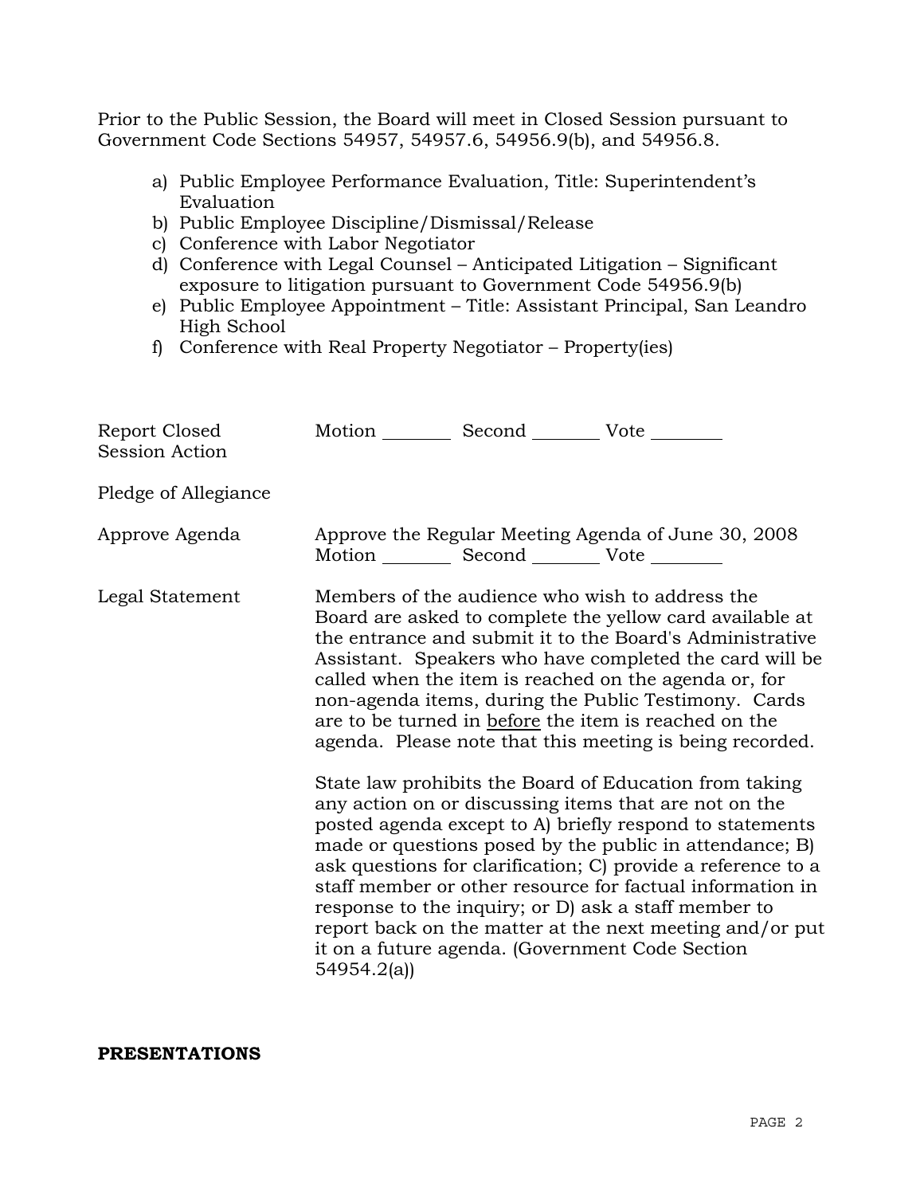Prior to the Public Session, the Board will meet in Closed Session pursuant to Government Code Sections 54957, 54957.6, 54956.9(b), and 54956.8.

a) Public Employee Performance Evaluation, Title: Superintendent's Evaluation
b) Public Employee Discipline/Dismissal/Release
c) Conference with Labor Negotiator
d) Conference with Legal Counsel – Anticipated Litigation – Significant exposure to litigation pursuant to Government Code 54956.9(b)
e) Public Employee Appointment – Title: Assistant Principal, San Leandro High School
f) Conference with Real Property Negotiator – Property(ies)

Report Closed Session Action — Motion ________ Second ________ Vote ________

Pledge of Allegiance

Approve Agenda — Approve the Regular Meeting Agenda of June 30, 2008
Motion ________ Second ________ Vote ________

Legal Statement — Members of the audience who wish to address the Board are asked to complete the yellow card available at the entrance and submit it to the Board's Administrative Assistant. Speakers who have completed the card will be called when the item is reached on the agenda or, for non-agenda items, during the Public Testimony. Cards are to be turned in <u>before</u> the item is reached on the agenda. Please note that this meeting is being recorded.

State law prohibits the Board of Education from taking any action on or discussing items that are not on the posted agenda except to A) briefly respond to statements made or questions posed by the public in attendance; B) ask questions for clarification; C) provide a reference to a staff member or other resource for factual information in response to the inquiry; or D) ask a staff member to report back on the matter at the next meeting and/or put it on a future agenda. (Government Code Section 54954.2(a))

**PRESENTATIONS**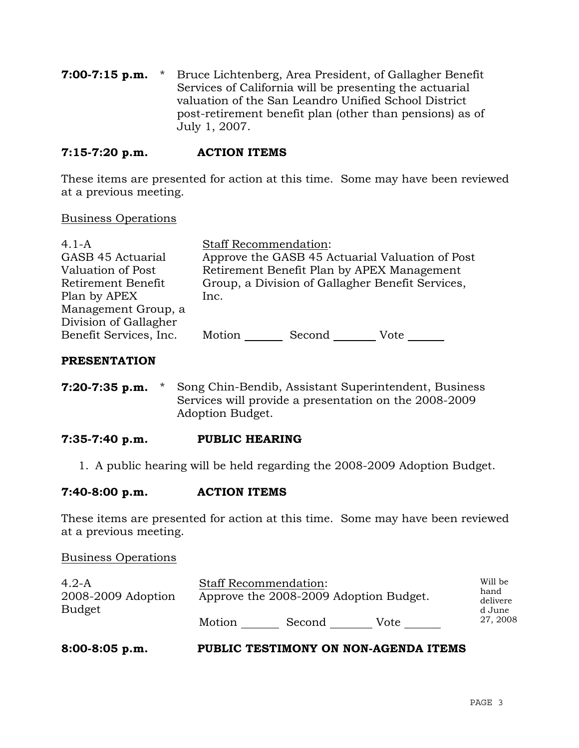**7:00-7:15 p.m.** * Bruce Lichtenberg, Area President, of Gallagher Benefit Services of California will be presenting the actuarial valuation of the San Leandro Unified School District post-retirement benefit plan (other than pensions) as of July 1, 2007.

**7:15-7:20 p.m. ACTION ITEMS**

These items are presented for action at this time. Some may have been reviewed at a previous meeting.

Business Operations

| | |
|---|---|
| 4.1-A<br>GASB 45 Actuarial Valuation of Post Retirement Benefit Plan by APEX Management Group, a Division of Gallagher Benefit Services, Inc. | Staff Recommendation:<br>Approve the GASB 45 Actuarial Valuation of Post Retirement Benefit Plan by APEX Management Group, a Division of Gallagher Benefit Services, Inc.<br><br>Motion _______ Second _______ Vote _______ |

**PRESENTATION**

**7:20-7:35 p.m.** * Song Chin-Bendib, Assistant Superintendent, Business Services will provide a presentation on the 2008-2009 Adoption Budget.

**7:35-7:40 p.m. PUBLIC HEARING**

1. A public hearing will be held regarding the 2008-2009 Adoption Budget.

**7:40-8:00 p.m. ACTION ITEMS**

These items are presented for action at this time. Some may have been reviewed at a previous meeting.

Business Operations

| | | |
|---|---|---|
| 4.2-A<br>2008-2009 Adoption Budget | Staff Recommendation:<br>Approve the 2008-2009 Adoption Budget.<br><br>Motion _______ Second _______ Vote _______ | Will be hand delivered June 27, 2008 |

**8:00-8:05 p.m. PUBLIC TESTIMONY ON NON-AGENDA ITEMS**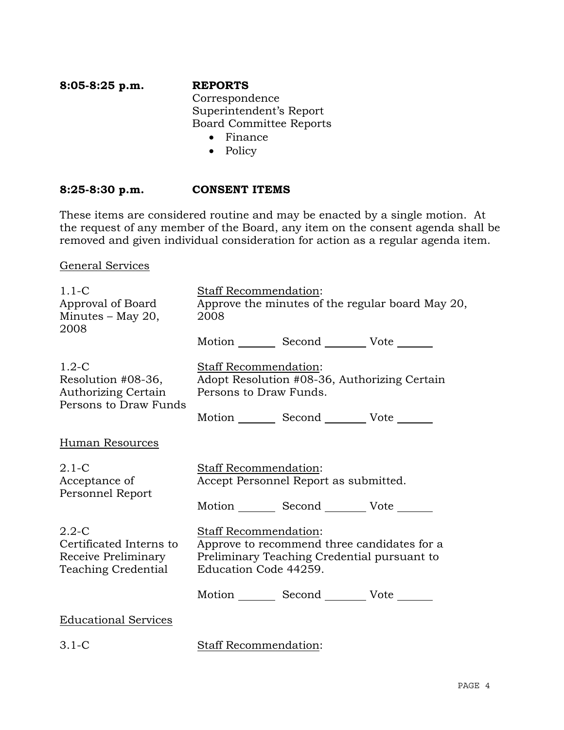**8:05-8:25 p.m.** **REPORTS**

Correspondence
Superintendent's Report
Board Committee Reports

- Finance
- Policy

**8:25-8:30 p.m.** **CONSENT ITEMS**

These items are considered routine and may be enacted by a single motion. At the request of any member of the Board, any item on the consent agenda shall be removed and given individual consideration for action as a regular agenda item.

General Services

1.1-C
Approval of Board Minutes – May 20, 2008

Staff Recommendation:
Approve the minutes of the regular board May 20, 2008

Motion _______ Second _______ Vote _______

1.2-C
Resolution #08-36, Authorizing Certain Persons to Draw Funds

Staff Recommendation:
Adopt Resolution #08-36, Authorizing Certain Persons to Draw Funds.

Motion _______ Second _______ Vote _______

Human Resources

2.1-C
Acceptance of Personnel Report

Staff Recommendation:
Accept Personnel Report as submitted.

Motion _______ Second _______ Vote _______

2.2-C
Certificated Interns to Receive Preliminary Teaching Credential

Staff Recommendation:
Approve to recommend three candidates for a Preliminary Teaching Credential pursuant to Education Code 44259.

Motion _______ Second _______ Vote _______

Educational Services

3.1-C

Staff Recommendation: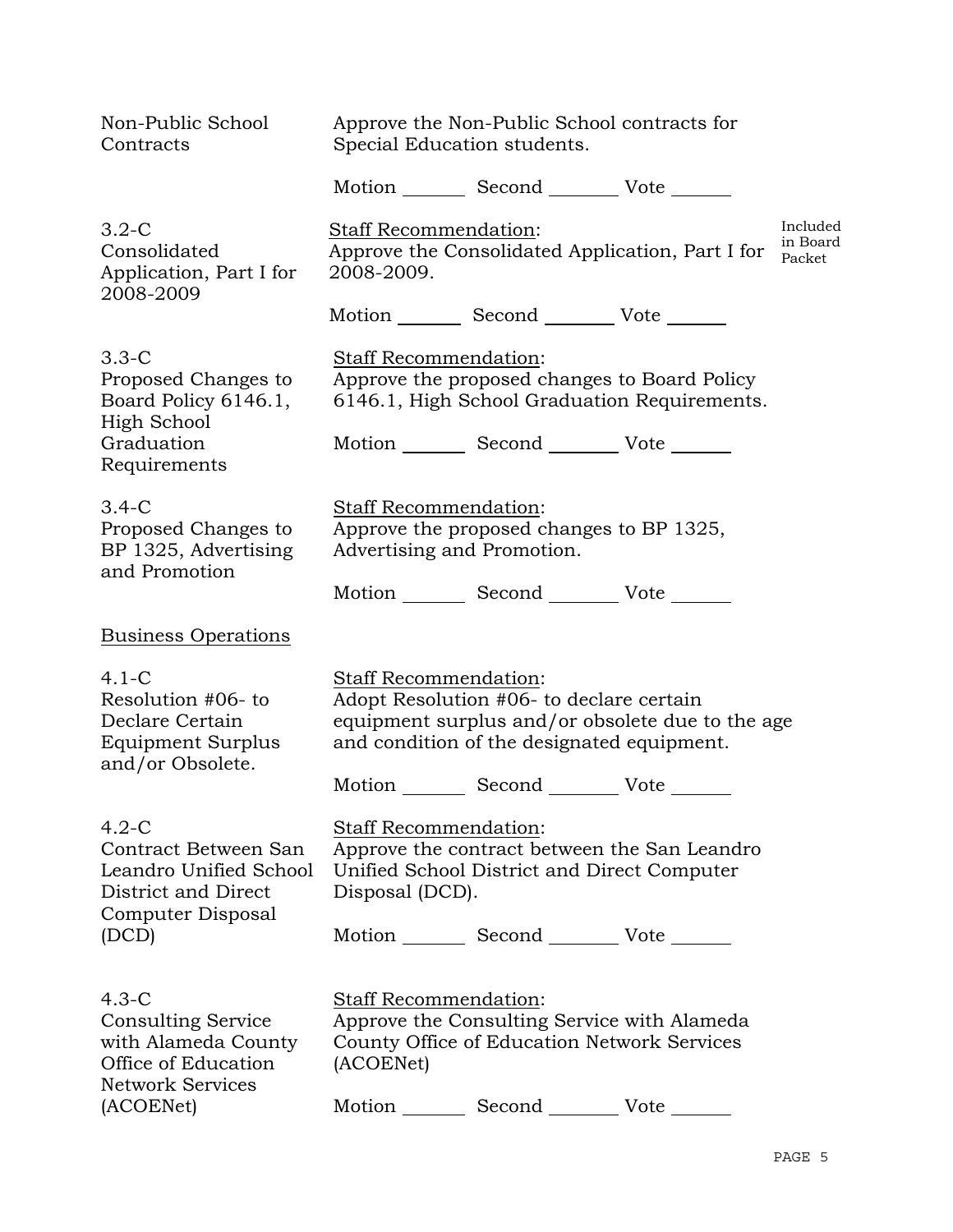Non-Public School Contracts

Approve the Non-Public School contracts for Special Education students.

Motion _______ Second _______ Vote ______

3.2-C
Consolidated Application, Part I for 2008-2009

Staff Recommendation:
Approve the Consolidated Application, Part I for 2008-2009.

Included in Board Packet

Motion _______ Second _______ Vote ______

3.3-C
Proposed Changes to Board Policy 6146.1, High School Graduation Requirements

Staff Recommendation:
Approve the proposed changes to Board Policy 6146.1, High School Graduation Requirements.

Motion _______ Second _______ Vote ______

3.4-C
Proposed Changes to BP 1325, Advertising and Promotion

Staff Recommendation:
Approve the proposed changes to BP 1325, Advertising and Promotion.

Motion _______ Second _______ Vote ______

## Business Operations

4.1-C
Resolution #06- to Declare Certain Equipment Surplus and/or Obsolete.

Staff Recommendation:
Adopt Resolution #06- to declare certain equipment surplus and/or obsolete due to the age and condition of the designated equipment.

Motion _______ Second _______ Vote ______

4.2-C
Contract Between San Leandro Unified School District and Direct Computer Disposal (DCD)

Staff Recommendation:
Approve the contract between the San Leandro Unified School District and Direct Computer Disposal (DCD).

Motion _______ Second _______ Vote ______

4.3-C
Consulting Service with Alameda County Office of Education Network Services (ACOENet)

Staff Recommendation:
Approve the Consulting Service with Alameda County Office of Education Network Services (ACOENet)

Motion _______ Second _______ Vote ______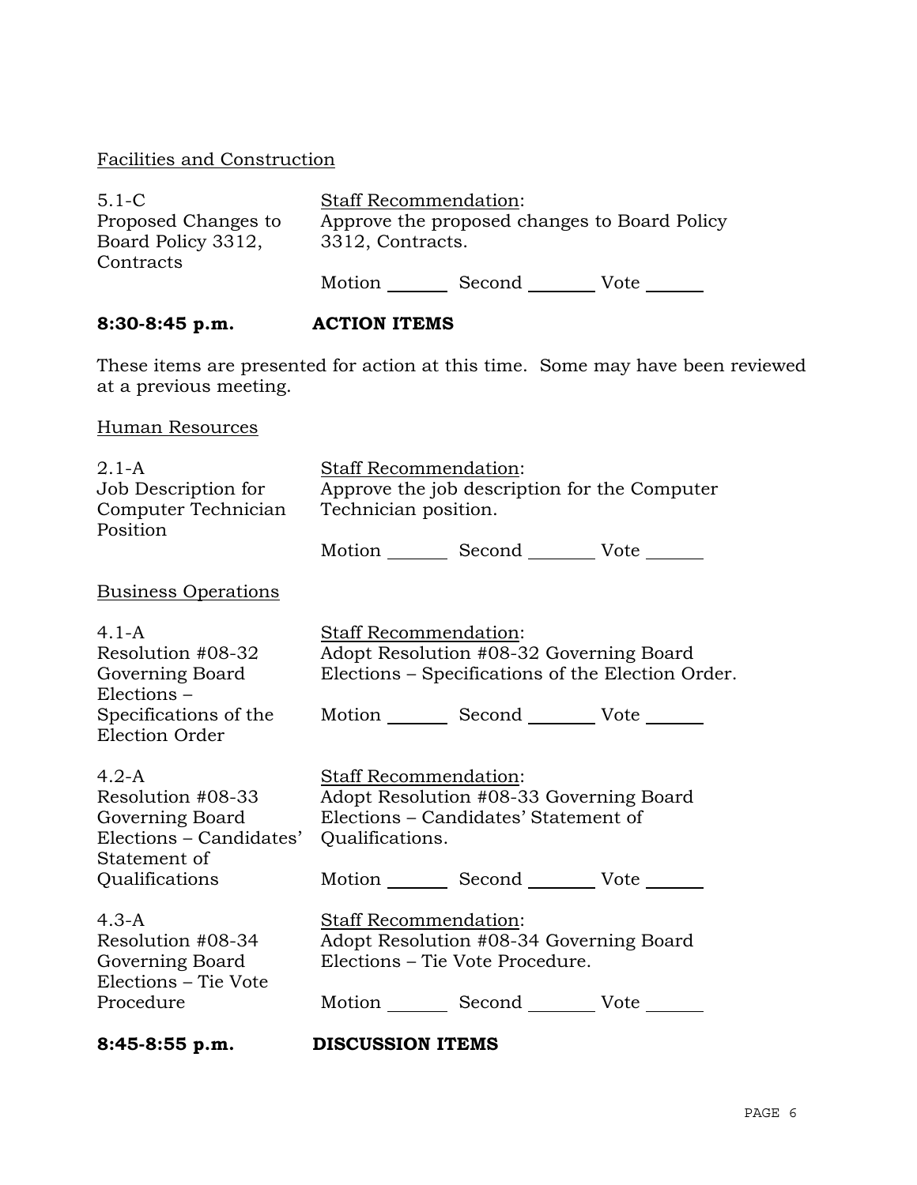Facilities and Construction

| | |
|---|---|
| 5.1-C<br>Proposed Changes to Board Policy 3312, Contracts | Staff Recommendation:<br>Approve the proposed changes to Board Policy 3312, Contracts.<br><br>Motion _______ Second _______ Vote _______ |

**8:30-8:45 p.m. ACTION ITEMS**

These items are presented for action at this time. Some may have been reviewed at a previous meeting.

Human Resources

| | |
|---|---|
| 2.1-A<br>Job Description for Computer Technician Position | Staff Recommendation:<br>Approve the job description for the Computer Technician position.<br><br>Motion _______ Second _______ Vote _______ |

Business Operations

| | |
|---|---|
| 4.1-A<br>Resolution #08-32 Governing Board Elections – Specifications of the Election Order | Staff Recommendation:<br>Adopt Resolution #08-32 Governing Board Elections – Specifications of the Election Order.<br><br>Motion _______ Second _______ Vote _______ |
| 4.2-A<br>Resolution #08-33 Governing Board Elections – Candidates' Statement of Qualifications | Staff Recommendation:<br>Adopt Resolution #08-33 Governing Board Elections – Candidates' Statement of Qualifications.<br><br>Motion _______ Second _______ Vote _______ |
| 4.3-A<br>Resolution #08-34 Governing Board Elections – Tie Vote Procedure | Staff Recommendation:<br>Adopt Resolution #08-34 Governing Board Elections – Tie Vote Procedure.<br><br>Motion _______ Second _______ Vote _______ |

**8:45-8:55 p.m. DISCUSSION ITEMS**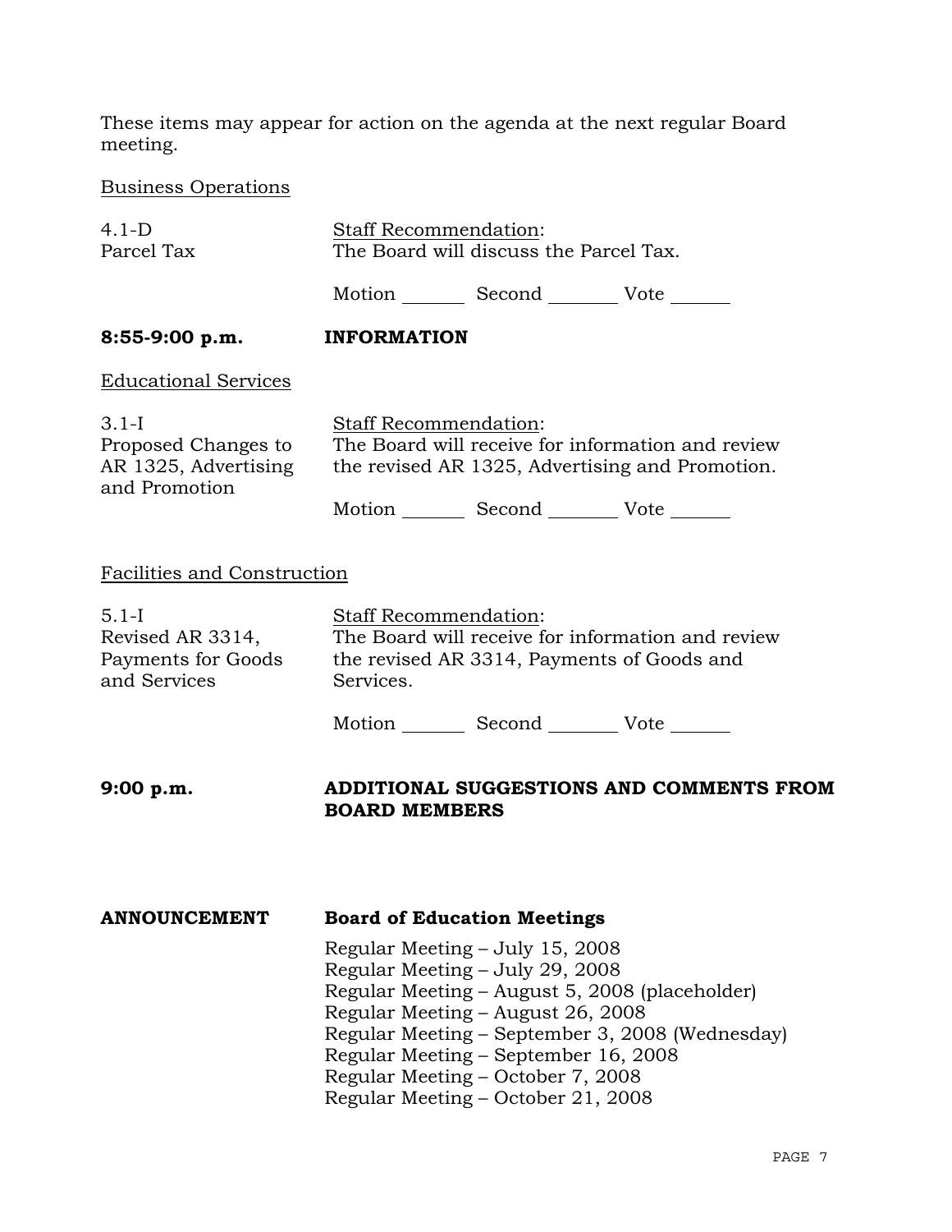These items may appear for action on the agenda at the next regular Board meeting.

Business Operations

4.1-D
Parcel Tax

Staff Recommendation:
The Board will discuss the Parcel Tax.

Motion _______ Second _______ Vote _______

**8:55-9:00 p.m.** **INFORMATION**

Educational Services

3.1-I
Proposed Changes to AR 1325, Advertising and Promotion

Staff Recommendation:
The Board will receive for information and review the revised AR 1325, Advertising and Promotion.

Motion _______ Second _______ Vote _______

Facilities and Construction

5.1-I
Revised AR 3314, Payments for Goods and Services

Staff Recommendation:
The Board will receive for information and review the revised AR 3314, Payments of Goods and Services.

Motion _______ Second _______ Vote _______

**9:00 p.m.** **ADDITIONAL SUGGESTIONS AND COMMENTS FROM BOARD MEMBERS**

**ANNOUNCEMENT** **Board of Education Meetings**

Regular Meeting – July 15, 2008
Regular Meeting – July 29, 2008
Regular Meeting – August 5, 2008 (placeholder)
Regular Meeting – August 26, 2008
Regular Meeting – September 3, 2008 (Wednesday)
Regular Meeting – September 16, 2008
Regular Meeting – October 7, 2008
Regular Meeting – October 21, 2008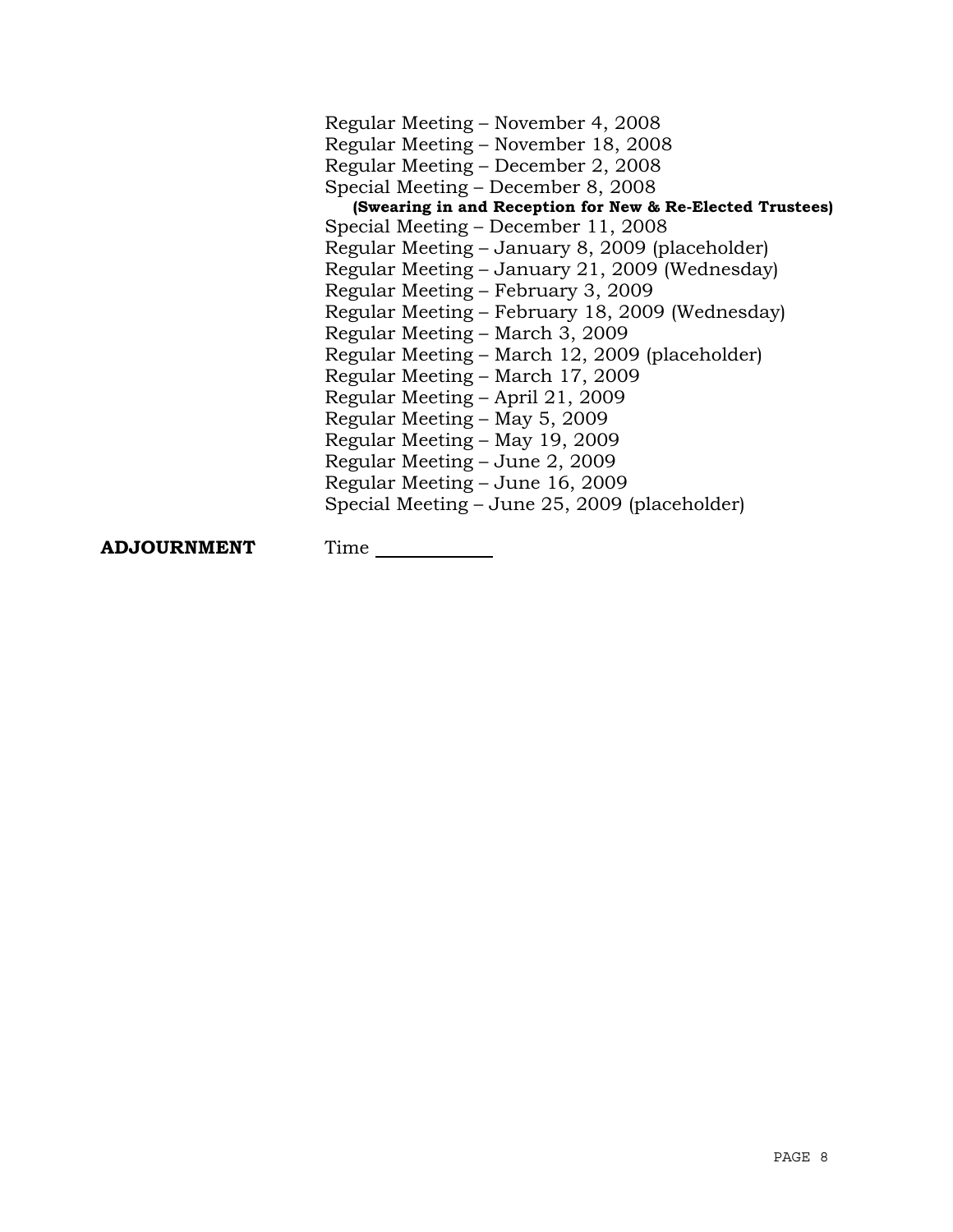Regular Meeting – November 4, 2008
Regular Meeting – November 18, 2008
Regular Meeting – December 2, 2008
Special Meeting – December 8, 2008
**(Swearing in and Reception for New & Re-Elected Trustees)**
Special Meeting – December 11, 2008
Regular Meeting – January 8, 2009 (placeholder)
Regular Meeting – January 21, 2009 (Wednesday)
Regular Meeting – February 3, 2009
Regular Meeting – February 18, 2009 (Wednesday)
Regular Meeting – March 3, 2009
Regular Meeting – March 12, 2009 (placeholder)
Regular Meeting – March 17, 2009
Regular Meeting – April 21, 2009
Regular Meeting – May 5, 2009
Regular Meeting – May 19, 2009
Regular Meeting – June 2, 2009
Regular Meeting – June 16, 2009
Special Meeting – June 25, 2009 (placeholder)

**ADJOURNMENT** Time ____________